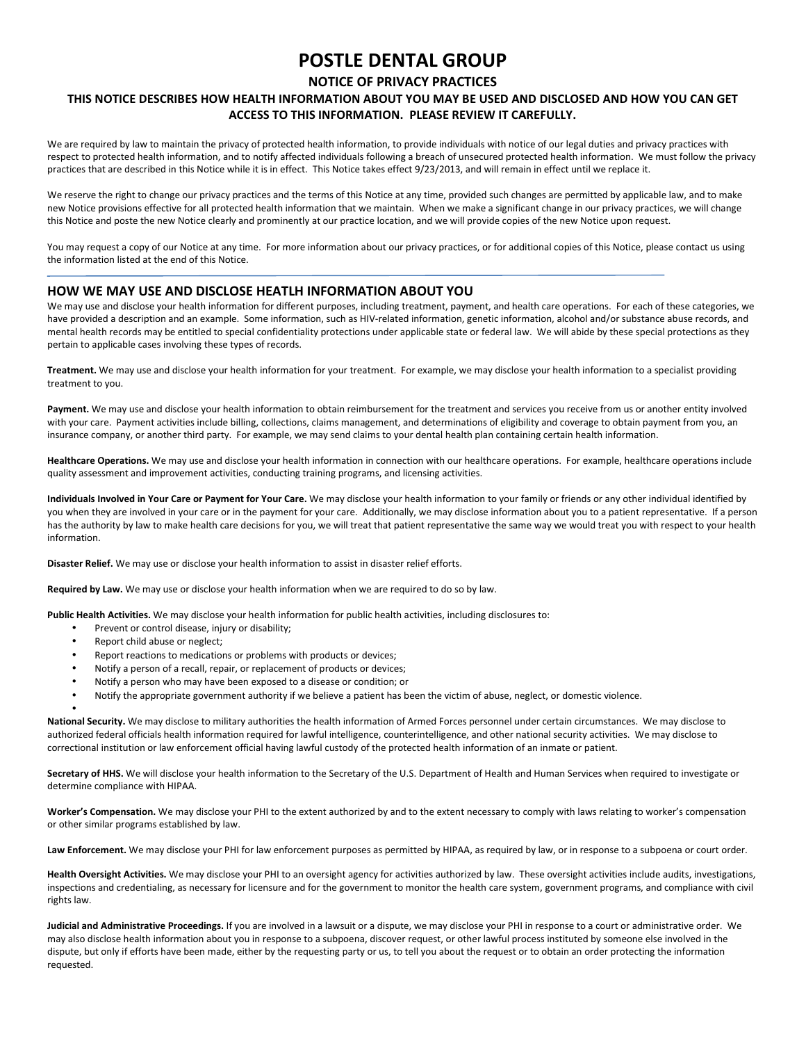# POSTLE DENTAL GROUP

## NOTICE OF PRIVACY PRACTICES

### THIS NOTICE DESCRIBES HOW HEALTH INFORMATION ABOUT YOU MAY BE USED AND DISCLOSED AND HOW YOU CAN GET ACCESS TO THIS INFORMATION. PLEASE REVIEW IT CAREFULLY.

We are required by law to maintain the privacy of protected health information, to provide individuals with notice of our legal duties and privacy practices with respect to protected health information, and to notify affected individuals following a breach of unsecured protected health information. We must follow the privacy practices that are described in this Notice while it is in effect. This Notice takes effect 9/23/2013, and will remain in effect until we replace it.

We reserve the right to change our privacy practices and the terms of this Notice at any time, provided such changes are permitted by applicable law, and to make new Notice provisions effective for all protected health information that we maintain. When we make a significant change in our privacy practices, we will change this Notice and poste the new Notice clearly and prominently at our practice location, and we will provide copies of the new Notice upon request.

You may request a copy of our Notice at any time. For more information about our privacy practices, or for additional copies of this Notice, please contact us using the information listed at the end of this Notice.

---

## HOW WE MAY USE AND DISCLOSE HEATLH INFORMATION ABOUT YOU

We may use and disclose your health information for different purposes, including treatment, payment, and health care operations. For each of these categories, we have provided a description and an example. Some information, such as HIV-related information, genetic information, alcohol and/or substance abuse records, and mental health records may be entitled to special confidentiality protections under applicable state or federal law. We will abide by these special protections as they pertain to applicable cases involving these types of records.

**Treatment.** We may use and disclose your health information for your treatment. For example, we may disclose your health information to a specialist providing treatment to you.

**Payment.** We may use and disclose your health information to obtain reimbursement for the treatment and services you receive from us or another entity involved with your care. Payment activities include billing, collections, claims management, and determinations of eligibility and coverage to obtain payment from you, an insurance company, or another third party. For example, we may send claims to your dental health plan containing certain health information.

**Healthcare Operations.** We may use and disclose your health information in connection with our healthcare operations. For example, healthcare operations include quality assessment and improvement activities, conducting training programs, and licensing activities.

**Individuals Involved in Your Care or Payment for Your Care.** We may disclose your health information to your family or friends or any other individual identified by you when they are involved in your care or in the payment for your care. Additionally, we may disclose information about you to a patient representative. If a person has the authority by law to make health care decisions for you, we will treat that patient representative the same way we would treat you with respect to your health information.

**Disaster Relief.** We may use or disclose your health information to assist in disaster relief efforts.

**Required by Law.** We may use or disclose your health information when we are required to do so by law.

**Public Health Activities.** We may disclose your health information for public health activities, including disclosures to:

- Prevent or control disease, injury or disability;
- Report child abuse or neglect;
- Report reactions to medications or problems with products or devices;
- Notify a person of a recall, repair, or replacement of products or devices;
- Notify a person who may have been exposed to a disease or condition; or
- Notify the appropriate government authority if we believe a patient has been the victim of abuse, neglect, or domestic violence.

**National Security.** We may disclose to military authorities the health information of Armed Forces personnel under certain circumstances. We may disclose to authorized federal officials health information required for lawful intelligence, counterintelligence, and other national security activities. We may disclose to correctional institution or law enforcement official having lawful custody of the protected health information of an inmate or patient.

**Secretary of HHS.** We will disclose your health information to the Secretary of the U.S. Department of Health and Human Services when required to investigate or determine compliance with HIPAA.

**Worker's Compensation.** We may disclose your PHI to the extent authorized by and to the extent necessary to comply with laws relating to worker's compensation or other similar programs established by law.

**Law Enforcement.** We may disclose your PHI for law enforcement purposes as permitted by HIPAA, as required by law, or in response to a subpoena or court order.

**Health Oversight Activities.** We may disclose your PHI to an oversight agency for activities authorized by law. These oversight activities include audits, investigations, inspections and credentialing, as necessary for licensure and for the government to monitor the health care system, government programs, and compliance with civil rights law.

**Judicial and Administrative Proceedings.** If you are involved in a lawsuit or a dispute, we may disclose your PHI in response to a court or administrative order. We may also disclose health information about you in response to a subpoena, discover request, or other lawful process instituted by someone else involved in the dispute, but only if efforts have been made, either by the requesting party or us, to tell you about the request or to obtain an order protecting the information requested.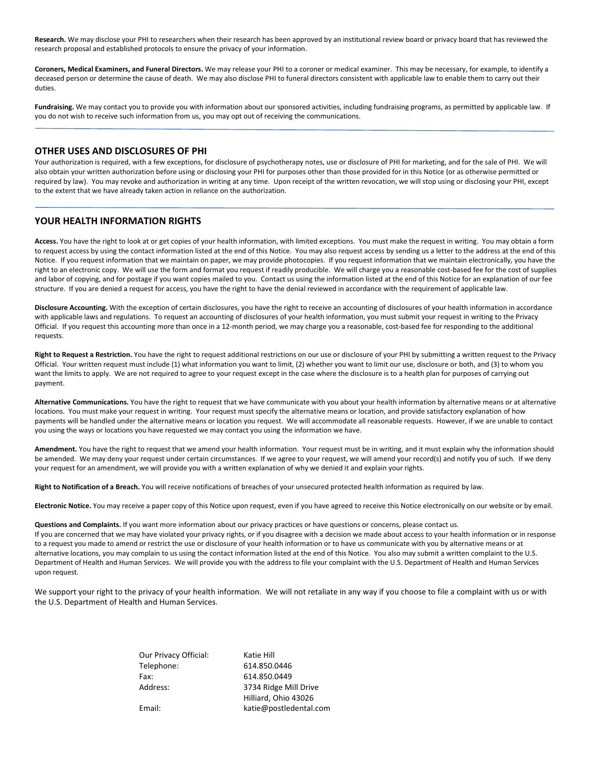**Research.** We may disclose your PHI to researchers when their research has been approved by an institutional review board or privacy board that has reviewed the research proposal and established protocols to ensure the privacy of your information.

**Coroners, Medical Examiners, and Funeral Directors.** We may release your PHI to a coroner or medical examiner. This may be necessary, for example, to identify a deceased person or determine the cause of death. We may also disclose PHI to funeral directors consistent with applicable law to enable them to carry out their duties.

**Fundraising.** We may contact you to provide you with information about our sponsored activities, including fundraising programs, as permitted by applicable law. If you do not wish to receive such information from us, you may opt out of receiving the communications.

## OTHER USES AND DISCLOSURES OF PHI

Your authorization is required, with a few exceptions, for disclosure of psychotherapy notes, use or disclosure of PHI for marketing, and for the sale of PHI. We will also obtain your written authorization before using or disclosing your PHI for purposes other than those provided for in this Notice (or as otherwise permitted or required by law). You may revoke and authorization in writing at any time. Upon receipt of the written revocation, we will stop using or disclosing your PHI, except to the extent that we have already taken action in reliance on the authorization.

## YOUR HEALTH INFORMATION RIGHTS

**Access.** You have the right to look at or get copies of your health information, with limited exceptions. You must make the request in writing. You may obtain a form to request access by using the contact information listed at the end of this Notice. You may also request access by sending us a letter to the address at the end of this Notice. If you request information that we maintain on paper, we may provide photocopies. If you request information that we maintain electronically, you have the right to an electronic copy. We will use the form and format you request if readily producible. We will charge you a reasonable cost-based fee for the cost of supplies and labor of copying, and for postage if you want copies mailed to you. Contact us using the information listed at the end of this Notice for an explanation of our fee structure. If you are denied a request for access, you have the right to have the denial reviewed in accordance with the requirement of applicable law.

**Disclosure Accounting.** With the exception of certain disclosures, you have the right to receive an accounting of disclosures of your health information in accordance with applicable laws and regulations. To request an accounting of disclosures of your health information, you must submit your request in writing to the Privacy Official. If you request this accounting more than once in a 12-month period, we may charge you a reasonable, cost-based fee for responding to the additional requests.

**Right to Request a Restriction.** You have the right to request additional restrictions on our use or disclosure of your PHI by submitting a written request to the Privacy Official. Your written request must include (1) what information you want to limit, (2) whether you want to limit our use, disclosure or both, and (3) to whom you want the limits to apply. We are not required to agree to your request except in the case where the disclosure is to a health plan for purposes of carrying out payment.

**Alternative Communications.** You have the right to request that we have communicate with you about your health information by alternative means or at alternative locations. You must make your request in writing. Your request must specify the alternative means or location, and provide satisfactory explanation of how payments will be handled under the alternative means or location you request. We will accommodate all reasonable requests. However, if we are unable to contact you using the ways or locations you have requested we may contact you using the information we have.

**Amendment.** You have the right to request that we amend your health information. Your request must be in writing, and it must explain why the information should be amended. We may deny your request under certain circumstances. If we agree to your request, we will amend your record(s) and notify you of such. If we deny your request for an amendment, we will provide you with a written explanation of why we denied it and explain your rights.

**Right to Notification of a Breach.** You will receive notifications of breaches of your unsecured protected health information as required by law.

**Electronic Notice.** You may receive a paper copy of this Notice upon request, even if you have agreed to receive this Notice electronically on our website or by email.

**Questions and Complaints.** If you want more information about our privacy practices or have questions or concerns, please contact us.
If you are concerned that we may have violated your privacy rights, or if you disagree with a decision we made about access to your health information or in response to a request you made to amend or restrict the use or disclosure of your health information or to have us communicate with you by alternative means or at alternative locations, you may complain to us using the contact information listed at the end of this Notice. You also may submit a written complaint to the U.S. Department of Health and Human Services. We will provide you with the address to file your complaint with the U.S. Department of Health and Human Services upon request.

We support your right to the privacy of your health information. We will not retaliate in any way if you choose to file a complaint with us or with the U.S. Department of Health and Human Services.

| | |
|---|---|
| Our Privacy Official: | Katie Hill |
| Telephone: | 614.850.0446 |
| Fax: | 614.850.0449 |
| Address: | 3734 Ridge Mill Drive<br>Hilliard, Ohio 43026 |
| Email: | katie@postledental.com |